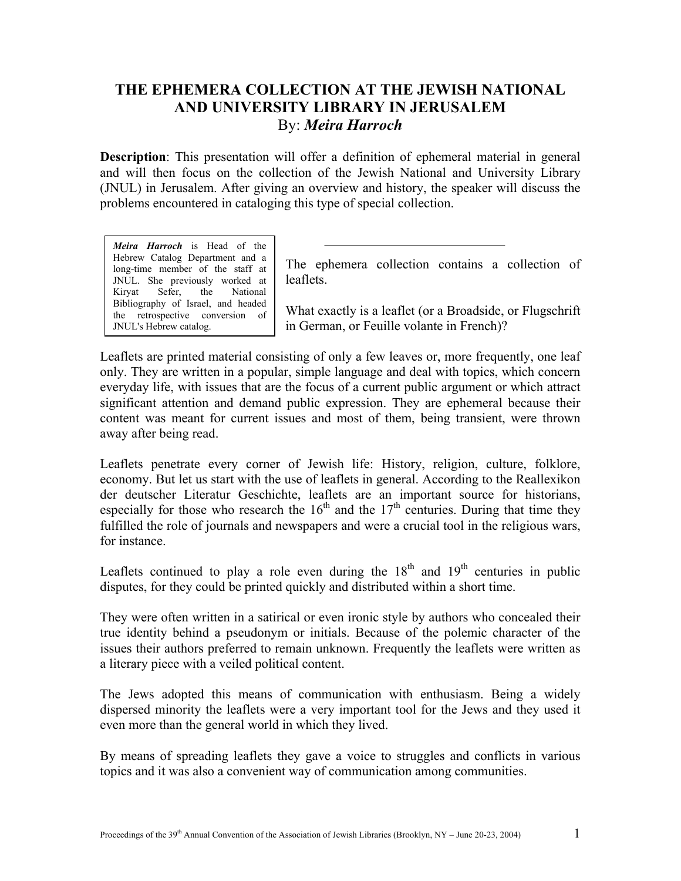# THE EPHEMERA COLLECTION AT THE JEWISH NATIONAL AND UNIVERSITY LIBRARY IN JERUSALEM

By: ***Meira Harroch***

**Description**: This presentation will offer a definition of ephemeral material in general and will then focus on the collection of the Jewish National and University Library (JNUL) in Jerusalem. After giving an overview and history, the speaker will discuss the problems encountered in cataloging this type of special collection.

> ***Meira Harroch*** is Head of the Hebrew Catalog Department and a long-time member of the staff at JNUL. She previously worked at Kiryat Sefer, the National Bibliography of Israel, and headed the retrospective conversion of JNUL's Hebrew catalog.

---

The ephemera collection contains a collection of leaflets.

What exactly is a leaflet (or a Broadside, or Flugschrift in German, or Feuille volante in French)?

Leaflets are printed material consisting of only a few leaves or, more frequently, one leaf only. They are written in a popular, simple language and deal with topics, which concern everyday life, with issues that are the focus of a current public argument or which attract significant attention and demand public expression. They are ephemeral because their content was meant for current issues and most of them, being transient, were thrown away after being read.

Leaflets penetrate every corner of Jewish life: History, religion, culture, folklore, economy. But let us start with the use of leaflets in general. According to the Reallexikon der deutscher Literatur Geschichte, leaflets are an important source for historians, especially for those who research the 16th and the 17th centuries. During that time they fulfilled the role of journals and newspapers and were a crucial tool in the religious wars, for instance.

Leaflets continued to play a role even during the 18th and 19th centuries in public disputes, for they could be printed quickly and distributed within a short time.

They were often written in a satirical or even ironic style by authors who concealed their true identity behind a pseudonym or initials. Because of the polemic character of the issues their authors preferred to remain unknown. Frequently the leaflets were written as a literary piece with a veiled political content.

The Jews adopted this means of communication with enthusiasm. Being a widely dispersed minority the leaflets were a very important tool for the Jews and they used it even more than the general world in which they lived.

By means of spreading leaflets they gave a voice to struggles and conflicts in various topics and it was also a convenient way of communication among communities.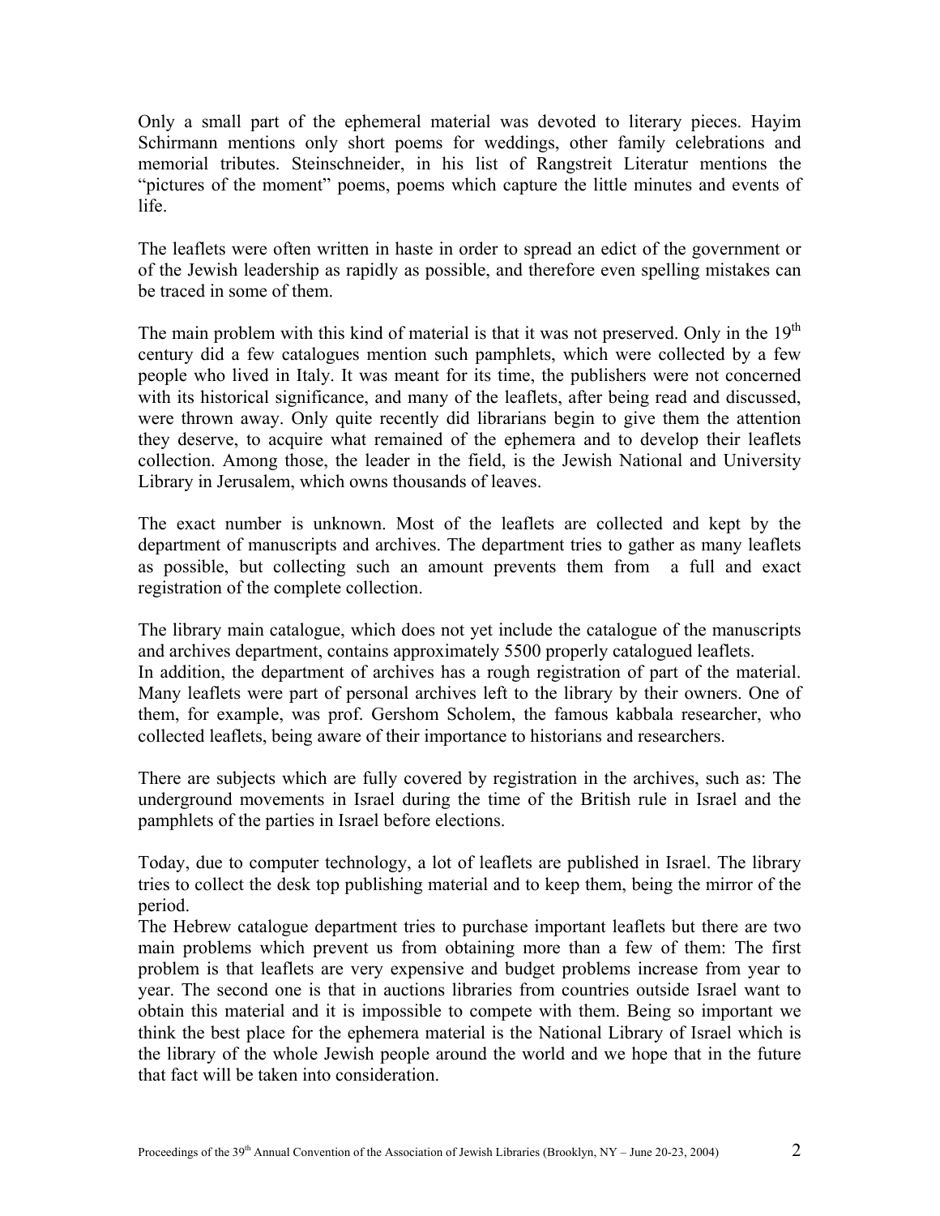Only a small part of the ephemeral material was devoted to literary pieces. Hayim Schirmann mentions only short poems for weddings, other family celebrations and memorial tributes. Steinschneider, in his list of Rangstreit Literatur mentions the "pictures of the moment" poems, poems which capture the little minutes and events of life.

The leaflets were often written in haste in order to spread an edict of the government or of the Jewish leadership as rapidly as possible, and therefore even spelling mistakes can be traced in some of them.

The main problem with this kind of material is that it was not preserved. Only in the 19th century did a few catalogues mention such pamphlets, which were collected by a few people who lived in Italy. It was meant for its time, the publishers were not concerned with its historical significance, and many of the leaflets, after being read and discussed, were thrown away. Only quite recently did librarians begin to give them the attention they deserve, to acquire what remained of the ephemera and to develop their leaflets collection. Among those, the leader in the field, is the Jewish National and University Library in Jerusalem, which owns thousands of leaves.

The exact number is unknown. Most of the leaflets are collected and kept by the department of manuscripts and archives. The department tries to gather as many leaflets as possible, but collecting such an amount prevents them from a full and exact registration of the complete collection.

The library main catalogue, which does not yet include the catalogue of the manuscripts and archives department, contains approximately 5500 properly catalogued leaflets.
In addition, the department of archives has a rough registration of part of the material. Many leaflets were part of personal archives left to the library by their owners. One of them, for example, was prof. Gershom Scholem, the famous kabbala researcher, who collected leaflets, being aware of their importance to historians and researchers.

There are subjects which are fully covered by registration in the archives, such as: The underground movements in Israel during the time of the British rule in Israel and the pamphlets of the parties in Israel before elections.

Today, due to computer technology, a lot of leaflets are published in Israel. The library tries to collect the desk top publishing material and to keep them, being the mirror of the period.
The Hebrew catalogue department tries to purchase important leaflets but there are two main problems which prevent us from obtaining more than a few of them: The first problem is that leaflets are very expensive and budget problems increase from year to year. The second one is that in auctions libraries from countries outside Israel want to obtain this material and it is impossible to compete with them. Being so important we think the best place for the ephemera material is the National Library of Israel which is the library of the whole Jewish people around the world and we hope that in the future that fact will be taken into consideration.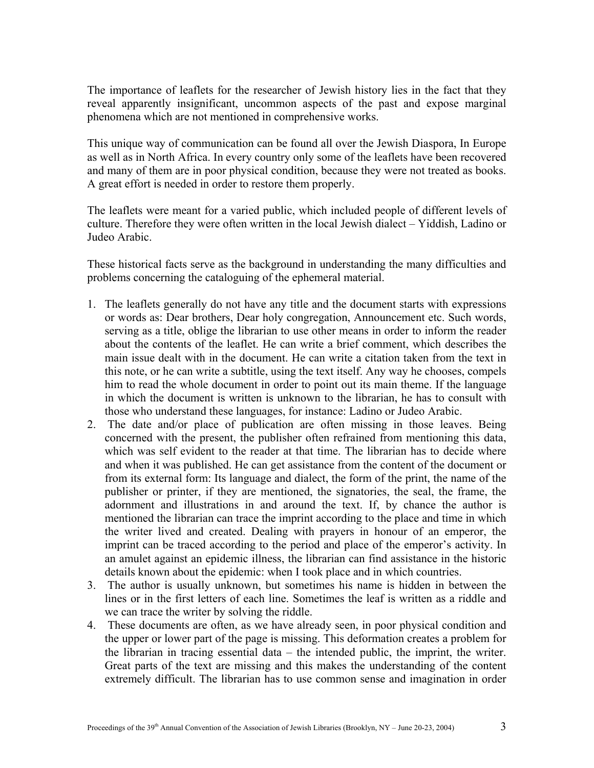The importance of leaflets for the researcher of Jewish history lies in the fact that they reveal apparently insignificant, uncommon aspects of the past and expose marginal phenomena which are not mentioned in comprehensive works.

This unique way of communication can be found all over the Jewish Diaspora, In Europe as well as in North Africa. In every country only some of the leaflets have been recovered and many of them are in poor physical condition, because they were not treated as books. A great effort is needed in order to restore them properly.

The leaflets were meant for a varied public, which included people of different levels of culture. Therefore they were often written in the local Jewish dialect – Yiddish, Ladino or Judeo Arabic.

These historical facts serve as the background in understanding the many difficulties and problems concerning the cataloguing of the ephemeral material.

1. The leaflets generally do not have any title and the document starts with expressions or words as: Dear brothers, Dear holy congregation, Announcement etc. Such words, serving as a title, oblige the librarian to use other means in order to inform the reader about the contents of the leaflet. He can write a brief comment, which describes the main issue dealt with in the document. He can write a citation taken from the text in this note, or he can write a subtitle, using the text itself. Any way he chooses, compels him to read the whole document in order to point out its main theme. If the language in which the document is written is unknown to the librarian, he has to consult with those who understand these languages, for instance: Ladino or Judeo Arabic.
2. The date and/or place of publication are often missing in those leaves. Being concerned with the present, the publisher often refrained from mentioning this data, which was self evident to the reader at that time. The librarian has to decide where and when it was published. He can get assistance from the content of the document or from its external form: Its language and dialect, the form of the print, the name of the publisher or printer, if they are mentioned, the signatories, the seal, the frame, the adornment and illustrations in and around the text. If, by chance the author is mentioned the librarian can trace the imprint according to the place and time in which the writer lived and created. Dealing with prayers in honour of an emperor, the imprint can be traced according to the period and place of the emperor's activity. In an amulet against an epidemic illness, the librarian can find assistance in the historic details known about the epidemic: when I took place and in which countries.
3. The author is usually unknown, but sometimes his name is hidden in between the lines or in the first letters of each line. Sometimes the leaf is written as a riddle and we can trace the writer by solving the riddle.
4. These documents are often, as we have already seen, in poor physical condition and the upper or lower part of the page is missing. This deformation creates a problem for the librarian in tracing essential data – the intended public, the imprint, the writer. Great parts of the text are missing and this makes the understanding of the content extremely difficult. The librarian has to use common sense and imagination in order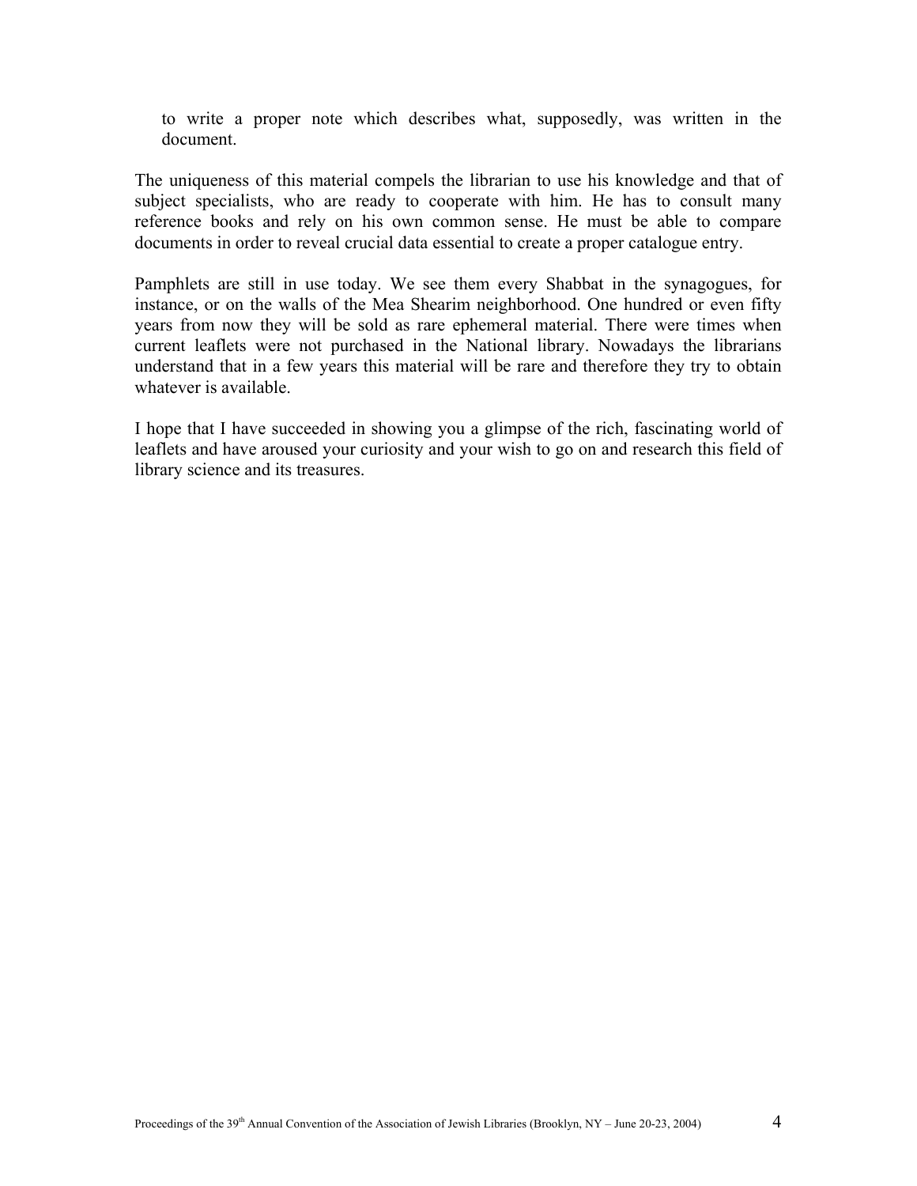to write a proper note which describes what, supposedly, was written in the document.

The uniqueness of this material compels the librarian to use his knowledge and that of subject specialists, who are ready to cooperate with him. He has to consult many reference books and rely on his own common sense. He must be able to compare documents in order to reveal crucial data essential to create a proper catalogue entry.

Pamphlets are still in use today. We see them every Shabbat in the synagogues, for instance, or on the walls of the Mea Shearim neighborhood. One hundred or even fifty years from now they will be sold as rare ephemeral material. There were times when current leaflets were not purchased in the National library. Nowadays the librarians understand that in a few years this material will be rare and therefore they try to obtain whatever is available.

I hope that I have succeeded in showing you a glimpse of the rich, fascinating world of leaflets and have aroused your curiosity and your wish to go on and research this field of library science and its treasures.